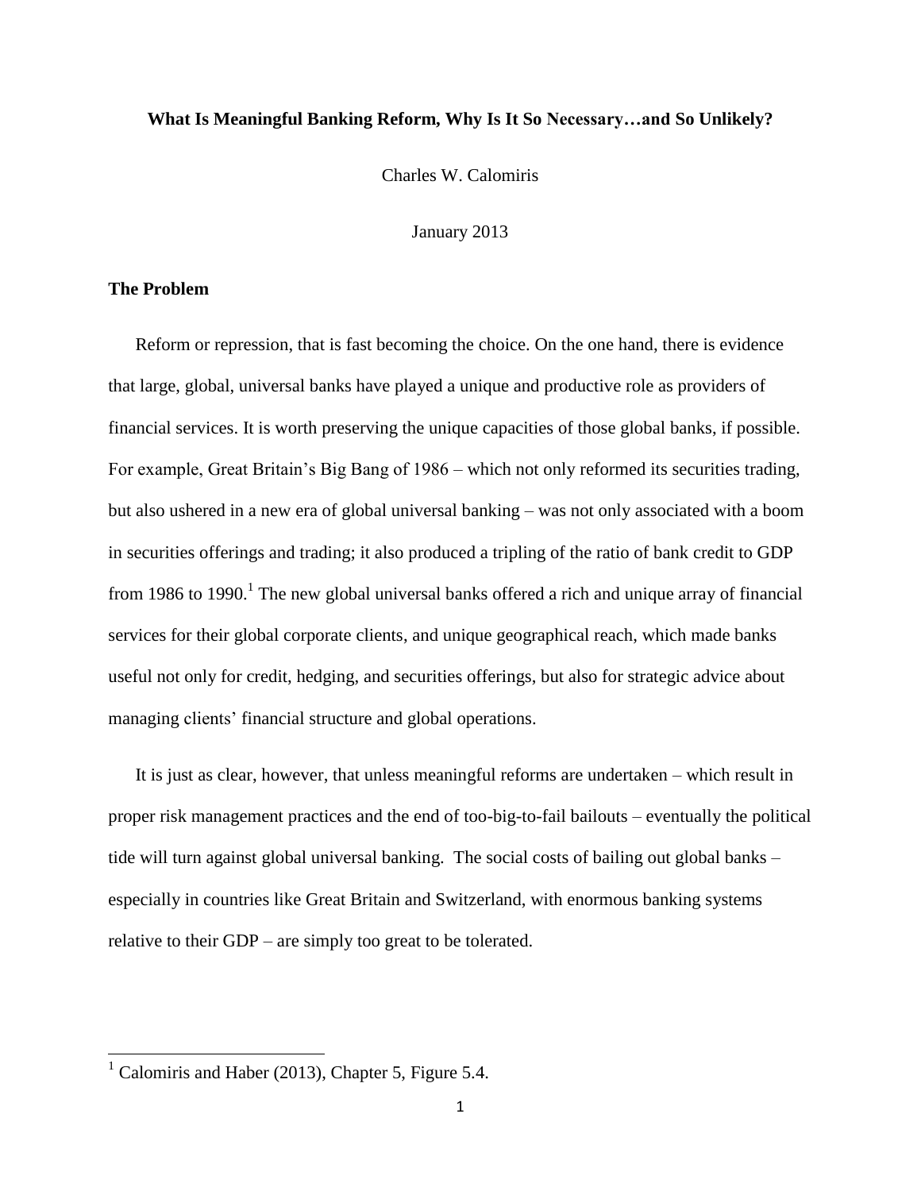# What Is Meaningful Banking Reform, Why Is It So Necessary…and So Unlikely?

Charles W. Calomiris

January 2013

## The Problem

Reform or repression, that is fast becoming the choice. On the one hand, there is evidence that large, global, universal banks have played a unique and productive role as providers of financial services. It is worth preserving the unique capacities of those global banks, if possible. For example, Great Britain's Big Bang of 1986 – which not only reformed its securities trading, but also ushered in a new era of global universal banking – was not only associated with a boom in securities offerings and trading; it also produced a tripling of the ratio of bank credit to GDP from 1986 to 1990.[1] The new global universal banks offered a rich and unique array of financial services for their global corporate clients, and unique geographical reach, which made banks useful not only for credit, hedging, and securities offerings, but also for strategic advice about managing clients' financial structure and global operations.

It is just as clear, however, that unless meaningful reforms are undertaken – which result in proper risk management practices and the end of too-big-to-fail bailouts – eventually the political tide will turn against global universal banking. The social costs of bailing out global banks – especially in countries like Great Britain and Switzerland, with enormous banking systems relative to their GDP – are simply too great to be tolerated.

[1] Calomiris and Haber (2013), Chapter 5, Figure 5.4.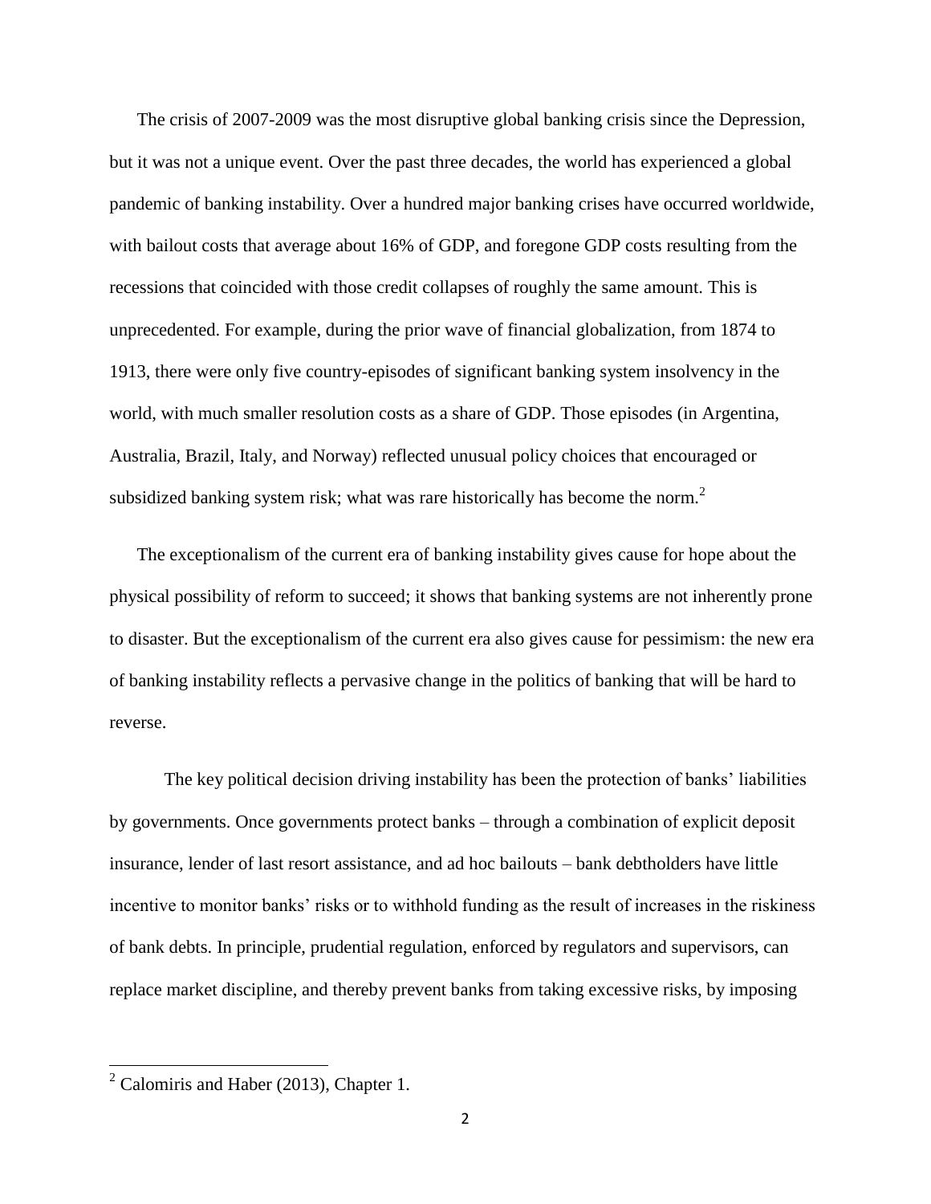The crisis of 2007-2009 was the most disruptive global banking crisis since the Depression, but it was not a unique event. Over the past three decades, the world has experienced a global pandemic of banking instability. Over a hundred major banking crises have occurred worldwide, with bailout costs that average about 16% of GDP, and foregone GDP costs resulting from the recessions that coincided with those credit collapses of roughly the same amount. This is unprecedented. For example, during the prior wave of financial globalization, from 1874 to 1913, there were only five country-episodes of significant banking system insolvency in the world, with much smaller resolution costs as a share of GDP. Those episodes (in Argentina, Australia, Brazil, Italy, and Norway) reflected unusual policy choices that encouraged or subsidized banking system risk; what was rare historically has become the norm.[2]

The exceptionalism of the current era of banking instability gives cause for hope about the physical possibility of reform to succeed; it shows that banking systems are not inherently prone to disaster. But the exceptionalism of the current era also gives cause for pessimism: the new era of banking instability reflects a pervasive change in the politics of banking that will be hard to reverse.

The key political decision driving instability has been the protection of banks' liabilities by governments. Once governments protect banks – through a combination of explicit deposit insurance, lender of last resort assistance, and ad hoc bailouts – bank debtholders have little incentive to monitor banks' risks or to withhold funding as the result of increases in the riskiness of bank debts. In principle, prudential regulation, enforced by regulators and supervisors, can replace market discipline, and thereby prevent banks from taking excessive risks, by imposing

[2] Calomiris and Haber (2013), Chapter 1.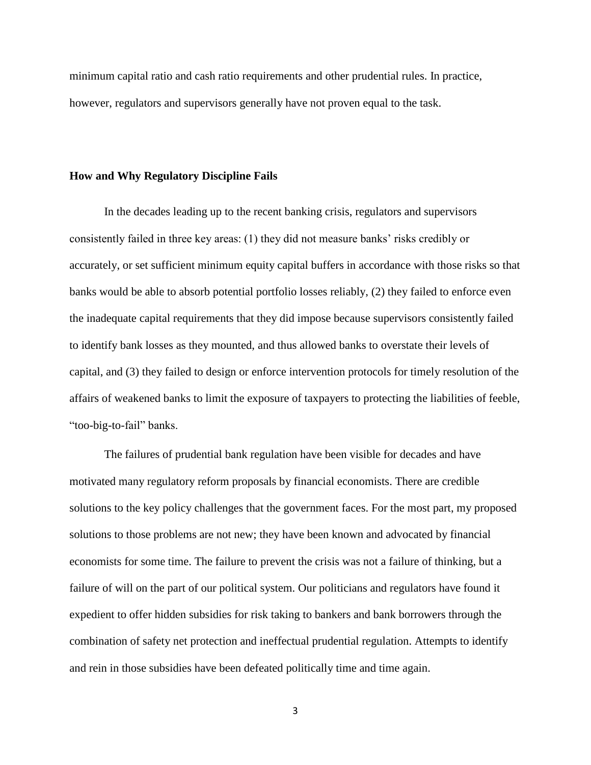minimum capital ratio and cash ratio requirements and other prudential rules. In practice, however, regulators and supervisors generally have not proven equal to the task.

**How and Why Regulatory Discipline Fails**

In the decades leading up to the recent banking crisis, regulators and supervisors consistently failed in three key areas: (1) they did not measure banks' risks credibly or accurately, or set sufficient minimum equity capital buffers in accordance with those risks so that banks would be able to absorb potential portfolio losses reliably, (2) they failed to enforce even the inadequate capital requirements that they did impose because supervisors consistently failed to identify bank losses as they mounted, and thus allowed banks to overstate their levels of capital, and (3) they failed to design or enforce intervention protocols for timely resolution of the affairs of weakened banks to limit the exposure of taxpayers to protecting the liabilities of feeble, "too-big-to-fail" banks.

The failures of prudential bank regulation have been visible for decades and have motivated many regulatory reform proposals by financial economists. There are credible solutions to the key policy challenges that the government faces. For the most part, my proposed solutions to those problems are not new; they have been known and advocated by financial economists for some time. The failure to prevent the crisis was not a failure of thinking, but a failure of will on the part of our political system. Our politicians and regulators have found it expedient to offer hidden subsidies for risk taking to bankers and bank borrowers through the combination of safety net protection and ineffectual prudential regulation. Attempts to identify and rein in those subsidies have been defeated politically time and time again.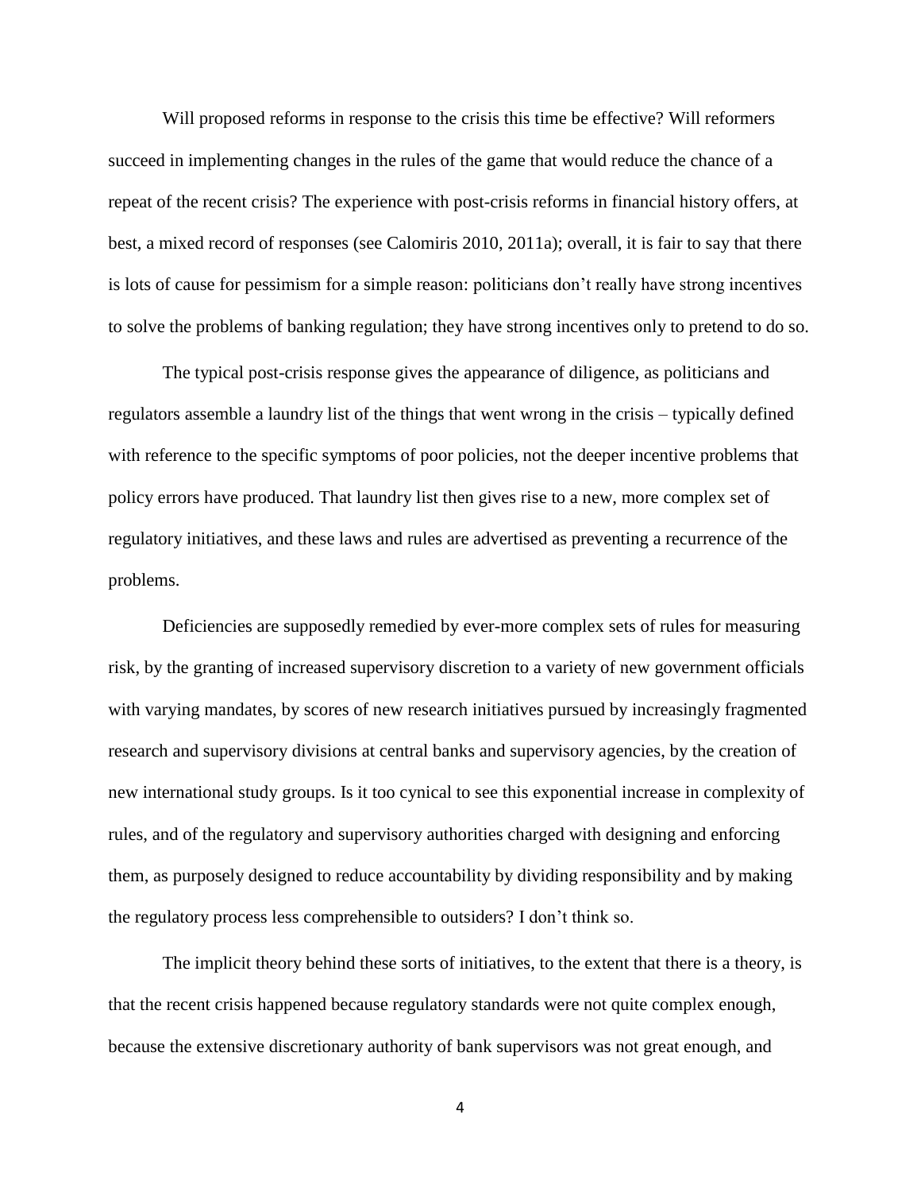Will proposed reforms in response to the crisis this time be effective? Will reformers succeed in implementing changes in the rules of the game that would reduce the chance of a repeat of the recent crisis? The experience with post-crisis reforms in financial history offers, at best, a mixed record of responses (see Calomiris 2010, 2011a); overall, it is fair to say that there is lots of cause for pessimism for a simple reason: politicians don't really have strong incentives to solve the problems of banking regulation; they have strong incentives only to pretend to do so.

The typical post-crisis response gives the appearance of diligence, as politicians and regulators assemble a laundry list of the things that went wrong in the crisis – typically defined with reference to the specific symptoms of poor policies, not the deeper incentive problems that policy errors have produced. That laundry list then gives rise to a new, more complex set of regulatory initiatives, and these laws and rules are advertised as preventing a recurrence of the problems.

Deficiencies are supposedly remedied by ever-more complex sets of rules for measuring risk, by the granting of increased supervisory discretion to a variety of new government officials with varying mandates, by scores of new research initiatives pursued by increasingly fragmented research and supervisory divisions at central banks and supervisory agencies, by the creation of new international study groups. Is it too cynical to see this exponential increase in complexity of rules, and of the regulatory and supervisory authorities charged with designing and enforcing them, as purposely designed to reduce accountability by dividing responsibility and by making the regulatory process less comprehensible to outsiders? I don't think so.

The implicit theory behind these sorts of initiatives, to the extent that there is a theory, is that the recent crisis happened because regulatory standards were not quite complex enough, because the extensive discretionary authority of bank supervisors was not great enough, and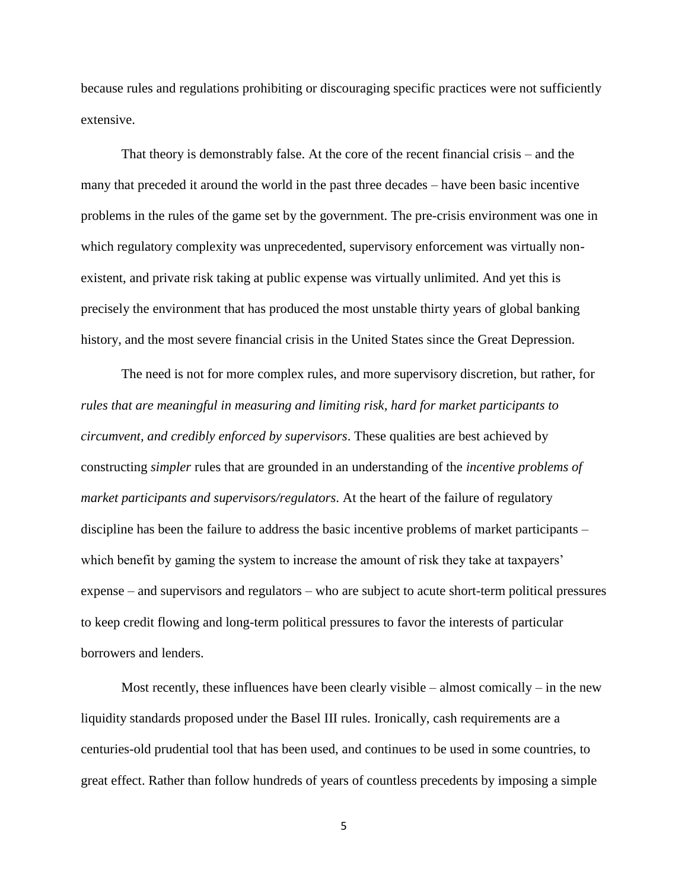because rules and regulations prohibiting or discouraging specific practices were not sufficiently extensive.

That theory is demonstrably false. At the core of the recent financial crisis – and the many that preceded it around the world in the past three decades – have been basic incentive problems in the rules of the game set by the government. The pre-crisis environment was one in which regulatory complexity was unprecedented, supervisory enforcement was virtually non-existent, and private risk taking at public expense was virtually unlimited. And yet this is precisely the environment that has produced the most unstable thirty years of global banking history, and the most severe financial crisis in the United States since the Great Depression.

The need is not for more complex rules, and more supervisory discretion, but rather, for *rules that are meaningful in measuring and limiting risk, hard for market participants to circumvent, and credibly enforced by supervisors*. These qualities are best achieved by constructing *simpler* rules that are grounded in an understanding of the *incentive problems of market participants and supervisors/regulators*. At the heart of the failure of regulatory discipline has been the failure to address the basic incentive problems of market participants – which benefit by gaming the system to increase the amount of risk they take at taxpayers' expense – and supervisors and regulators – who are subject to acute short-term political pressures to keep credit flowing and long-term political pressures to favor the interests of particular borrowers and lenders.

Most recently, these influences have been clearly visible – almost comically – in the new liquidity standards proposed under the Basel III rules. Ironically, cash requirements are a centuries-old prudential tool that has been used, and continues to be used in some countries, to great effect. Rather than follow hundreds of years of countless precedents by imposing a simple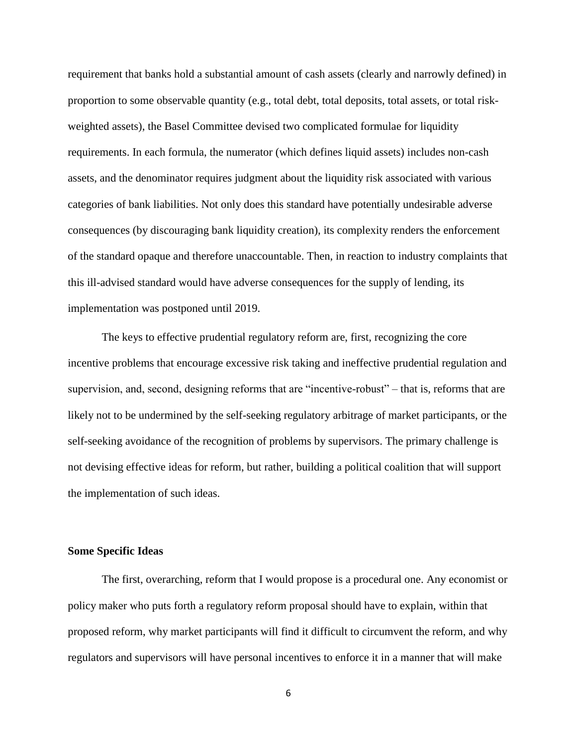requirement that banks hold a substantial amount of cash assets (clearly and narrowly defined) in proportion to some observable quantity (e.g., total debt, total deposits, total assets, or total risk-weighted assets), the Basel Committee devised two complicated formulae for liquidity requirements. In each formula, the numerator (which defines liquid assets) includes non-cash assets, and the denominator requires judgment about the liquidity risk associated with various categories of bank liabilities. Not only does this standard have potentially undesirable adverse consequences (by discouraging bank liquidity creation), its complexity renders the enforcement of the standard opaque and therefore unaccountable. Then, in reaction to industry complaints that this ill-advised standard would have adverse consequences for the supply of lending, its implementation was postponed until 2019.

The keys to effective prudential regulatory reform are, first, recognizing the core incentive problems that encourage excessive risk taking and ineffective prudential regulation and supervision, and, second, designing reforms that are "incentive-robust" – that is, reforms that are likely not to be undermined by the self-seeking regulatory arbitrage of market participants, or the self-seeking avoidance of the recognition of problems by supervisors. The primary challenge is not devising effective ideas for reform, but rather, building a political coalition that will support the implementation of such ideas.

**Some Specific Ideas**

The first, overarching, reform that I would propose is a procedural one. Any economist or policy maker who puts forth a regulatory reform proposal should have to explain, within that proposed reform, why market participants will find it difficult to circumvent the reform, and why regulators and supervisors will have personal incentives to enforce it in a manner that will make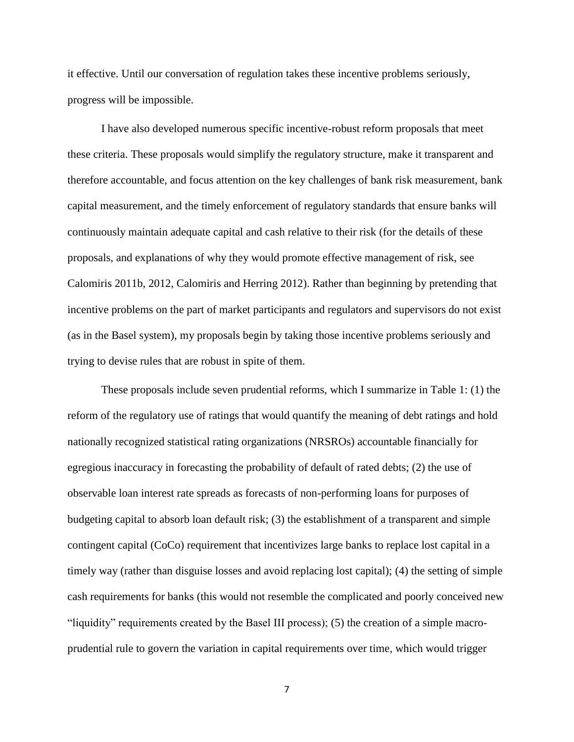it effective. Until our conversation of regulation takes these incentive problems seriously, progress will be impossible.

I have also developed numerous specific incentive-robust reform proposals that meet these criteria. These proposals would simplify the regulatory structure, make it transparent and therefore accountable, and focus attention on the key challenges of bank risk measurement, bank capital measurement, and the timely enforcement of regulatory standards that ensure banks will continuously maintain adequate capital and cash relative to their risk (for the details of these proposals, and explanations of why they would promote effective management of risk, see Calomiris 2011b, 2012, Calomiris and Herring 2012). Rather than beginning by pretending that incentive problems on the part of market participants and regulators and supervisors do not exist (as in the Basel system), my proposals begin by taking those incentive problems seriously and trying to devise rules that are robust in spite of them.

These proposals include seven prudential reforms, which I summarize in Table 1: (1) the reform of the regulatory use of ratings that would quantify the meaning of debt ratings and hold nationally recognized statistical rating organizations (NRSROs) accountable financially for egregious inaccuracy in forecasting the probability of default of rated debts; (2) the use of observable loan interest rate spreads as forecasts of non-performing loans for purposes of budgeting capital to absorb loan default risk; (3) the establishment of a transparent and simple contingent capital (CoCo) requirement that incentivizes large banks to replace lost capital in a timely way (rather than disguise losses and avoid replacing lost capital); (4) the setting of simple cash requirements for banks (this would not resemble the complicated and poorly conceived new "liquidity" requirements created by the Basel III process); (5) the creation of a simple macro-prudential rule to govern the variation in capital requirements over time, which would trigger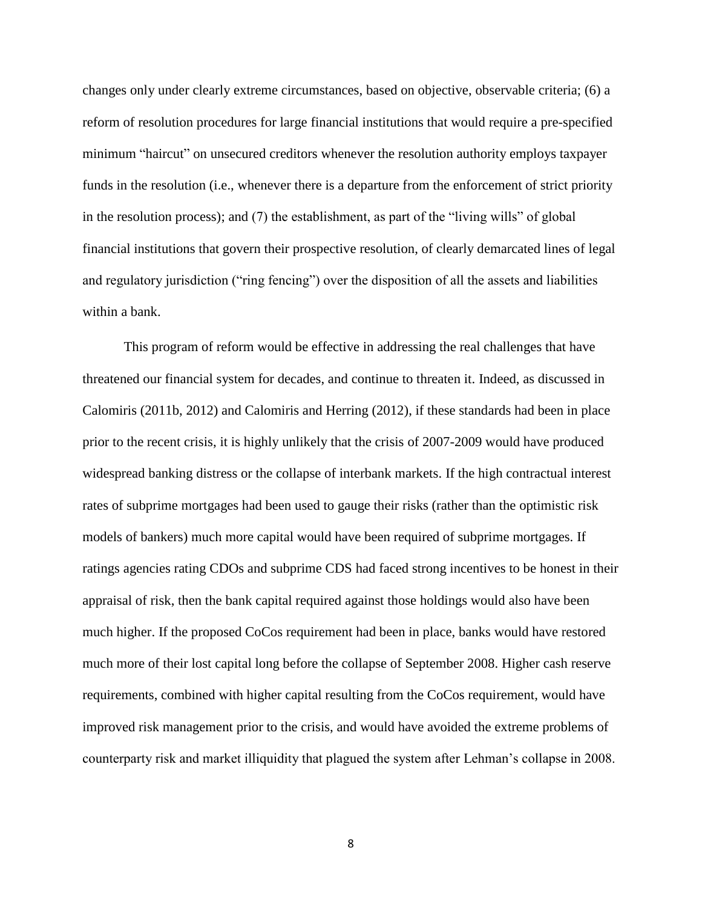changes only under clearly extreme circumstances, based on objective, observable criteria; (6) a reform of resolution procedures for large financial institutions that would require a pre-specified minimum "haircut" on unsecured creditors whenever the resolution authority employs taxpayer funds in the resolution (i.e., whenever there is a departure from the enforcement of strict priority in the resolution process); and (7) the establishment, as part of the "living wills" of global financial institutions that govern their prospective resolution, of clearly demarcated lines of legal and regulatory jurisdiction ("ring fencing") over the disposition of all the assets and liabilities within a bank.

This program of reform would be effective in addressing the real challenges that have threatened our financial system for decades, and continue to threaten it. Indeed, as discussed in Calomiris (2011b, 2012) and Calomiris and Herring (2012), if these standards had been in place prior to the recent crisis, it is highly unlikely that the crisis of 2007-2009 would have produced widespread banking distress or the collapse of interbank markets. If the high contractual interest rates of subprime mortgages had been used to gauge their risks (rather than the optimistic risk models of bankers) much more capital would have been required of subprime mortgages. If ratings agencies rating CDOs and subprime CDS had faced strong incentives to be honest in their appraisal of risk, then the bank capital required against those holdings would also have been much higher. If the proposed CoCos requirement had been in place, banks would have restored much more of their lost capital long before the collapse of September 2008. Higher cash reserve requirements, combined with higher capital resulting from the CoCos requirement, would have improved risk management prior to the crisis, and would have avoided the extreme problems of counterparty risk and market illiquidity that plagued the system after Lehman's collapse in 2008.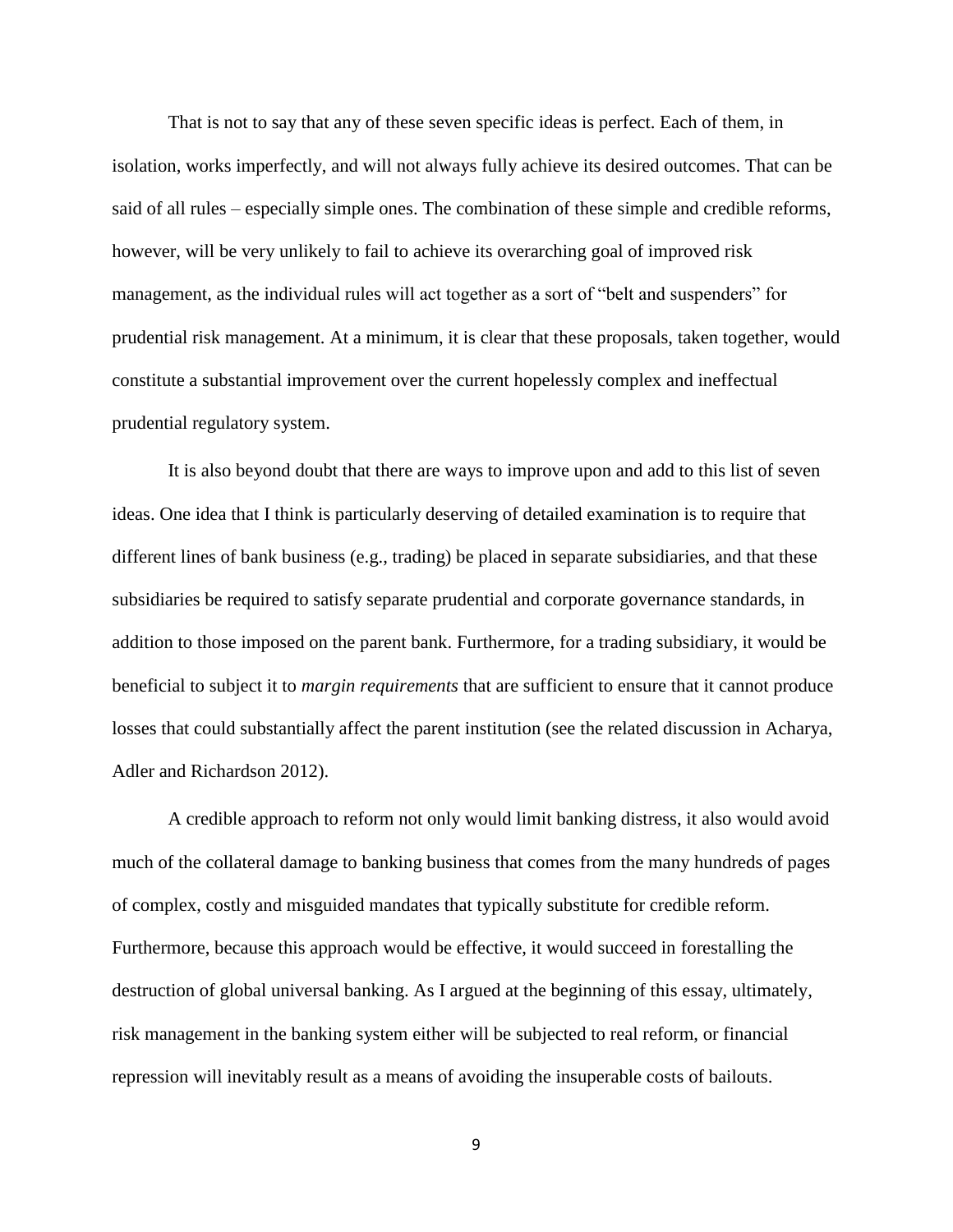That is not to say that any of these seven specific ideas is perfect. Each of them, in isolation, works imperfectly, and will not always fully achieve its desired outcomes. That can be said of all rules – especially simple ones. The combination of these simple and credible reforms, however, will be very unlikely to fail to achieve its overarching goal of improved risk management, as the individual rules will act together as a sort of "belt and suspenders" for prudential risk management. At a minimum, it is clear that these proposals, taken together, would constitute a substantial improvement over the current hopelessly complex and ineffectual prudential regulatory system.

It is also beyond doubt that there are ways to improve upon and add to this list of seven ideas. One idea that I think is particularly deserving of detailed examination is to require that different lines of bank business (e.g., trading) be placed in separate subsidiaries, and that these subsidiaries be required to satisfy separate prudential and corporate governance standards, in addition to those imposed on the parent bank. Furthermore, for a trading subsidiary, it would be beneficial to subject it to *margin requirements* that are sufficient to ensure that it cannot produce losses that could substantially affect the parent institution (see the related discussion in Acharya, Adler and Richardson 2012).

A credible approach to reform not only would limit banking distress, it also would avoid much of the collateral damage to banking business that comes from the many hundreds of pages of complex, costly and misguided mandates that typically substitute for credible reform. Furthermore, because this approach would be effective, it would succeed in forestalling the destruction of global universal banking. As I argued at the beginning of this essay, ultimately, risk management in the banking system either will be subjected to real reform, or financial repression will inevitably result as a means of avoiding the insuperable costs of bailouts.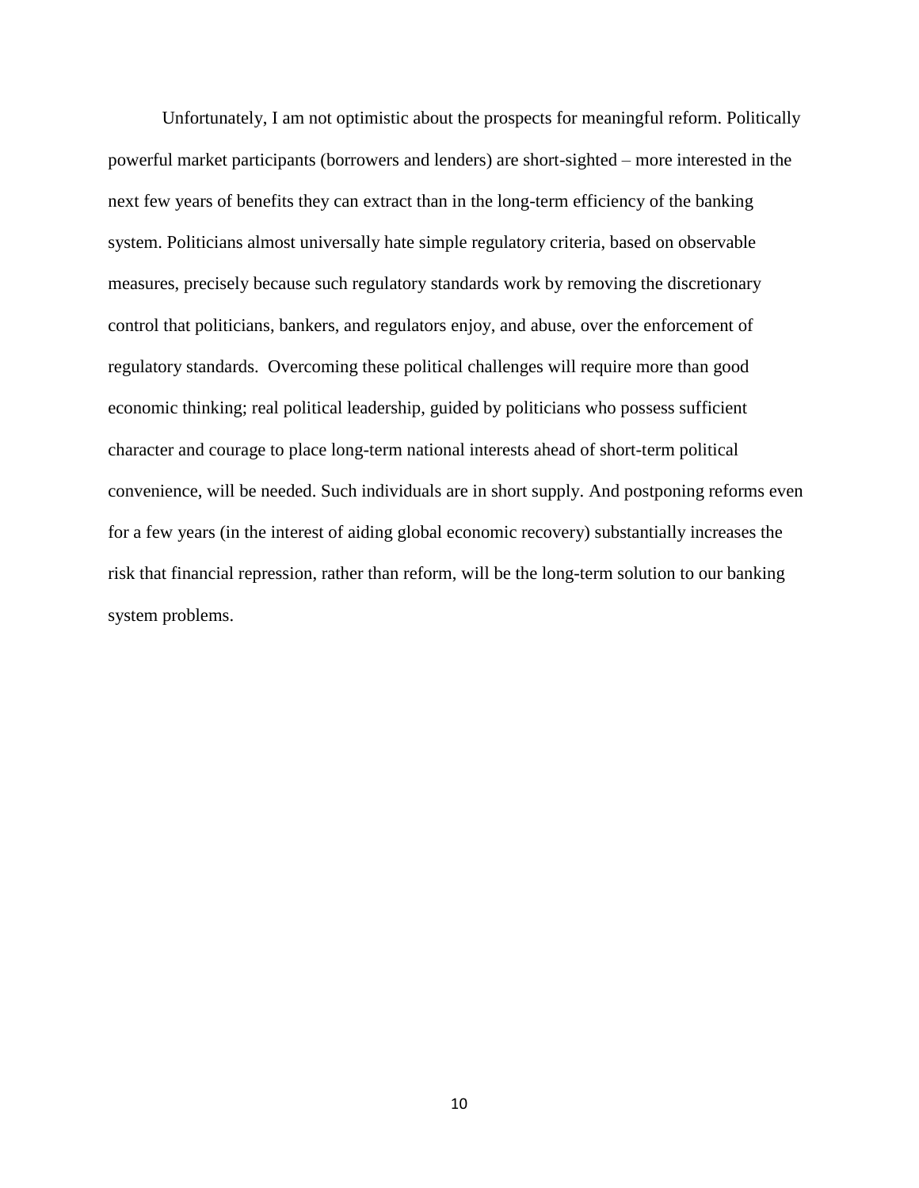Unfortunately, I am not optimistic about the prospects for meaningful reform. Politically powerful market participants (borrowers and lenders) are short-sighted – more interested in the next few years of benefits they can extract than in the long-term efficiency of the banking system. Politicians almost universally hate simple regulatory criteria, based on observable measures, precisely because such regulatory standards work by removing the discretionary control that politicians, bankers, and regulators enjoy, and abuse, over the enforcement of regulatory standards. Overcoming these political challenges will require more than good economic thinking; real political leadership, guided by politicians who possess sufficient character and courage to place long-term national interests ahead of short-term political convenience, will be needed. Such individuals are in short supply. And postponing reforms even for a few years (in the interest of aiding global economic recovery) substantially increases the risk that financial repression, rather than reform, will be the long-term solution to our banking system problems.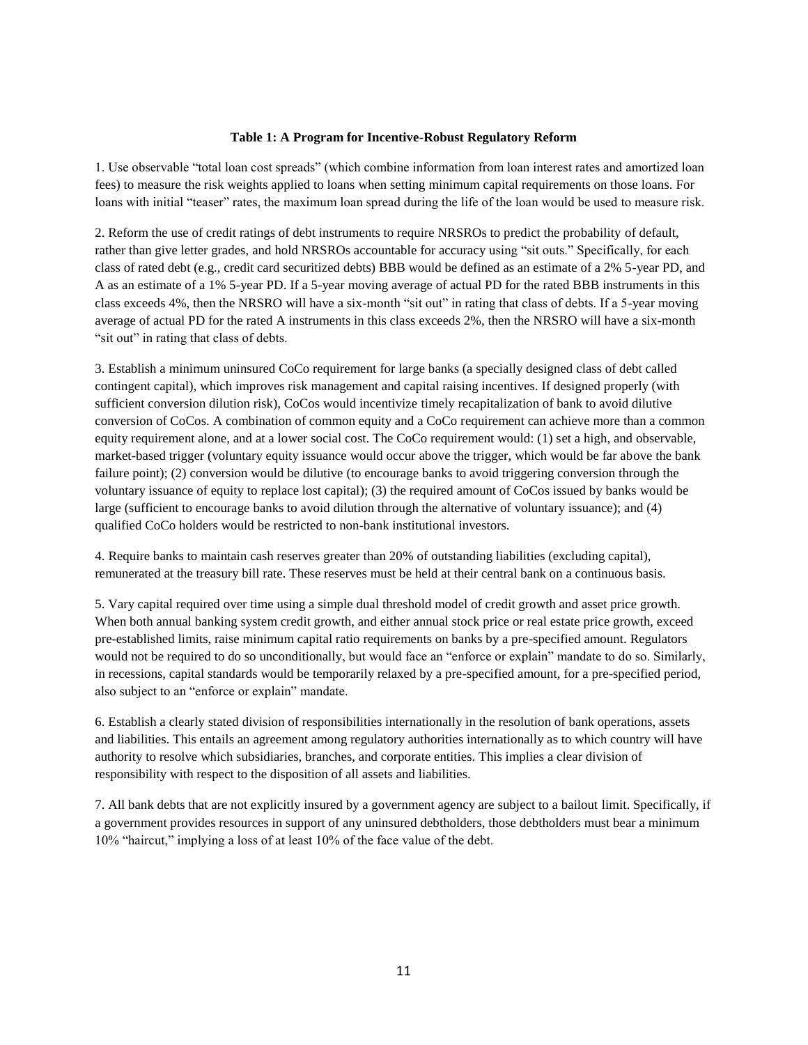**Table 1: A Program for Incentive-Robust Regulatory Reform**

1. Use observable "total loan cost spreads" (which combine information from loan interest rates and amortized loan fees) to measure the risk weights applied to loans when setting minimum capital requirements on those loans. For loans with initial "teaser" rates, the maximum loan spread during the life of the loan would be used to measure risk.

2. Reform the use of credit ratings of debt instruments to require NRSROs to predict the probability of default, rather than give letter grades, and hold NRSROs accountable for accuracy using "sit outs." Specifically, for each class of rated debt (e.g., credit card securitized debts) BBB would be defined as an estimate of a 2% 5-year PD, and A as an estimate of a 1% 5-year PD. If a 5-year moving average of actual PD for the rated BBB instruments in this class exceeds 4%, then the NRSRO will have a six-month "sit out" in rating that class of debts. If a 5-year moving average of actual PD for the rated A instruments in this class exceeds 2%, then the NRSRO will have a six-month "sit out" in rating that class of debts.

3. Establish a minimum uninsured CoCo requirement for large banks (a specially designed class of debt called contingent capital), which improves risk management and capital raising incentives. If designed properly (with sufficient conversion dilution risk), CoCos would incentivize timely recapitalization of bank to avoid dilutive conversion of CoCos. A combination of common equity and a CoCo requirement can achieve more than a common equity requirement alone, and at a lower social cost. The CoCo requirement would: (1) set a high, and observable, market-based trigger (voluntary equity issuance would occur above the trigger, which would be far above the bank failure point); (2) conversion would be dilutive (to encourage banks to avoid triggering conversion through the voluntary issuance of equity to replace lost capital); (3) the required amount of CoCos issued by banks would be large (sufficient to encourage banks to avoid dilution through the alternative of voluntary issuance); and (4) qualified CoCo holders would be restricted to non-bank institutional investors.

4. Require banks to maintain cash reserves greater than 20% of outstanding liabilities (excluding capital), remunerated at the treasury bill rate. These reserves must be held at their central bank on a continuous basis.

5. Vary capital required over time using a simple dual threshold model of credit growth and asset price growth. When both annual banking system credit growth, and either annual stock price or real estate price growth, exceed pre-established limits, raise minimum capital ratio requirements on banks by a pre-specified amount. Regulators would not be required to do so unconditionally, but would face an "enforce or explain" mandate to do so. Similarly, in recessions, capital standards would be temporarily relaxed by a pre-specified amount, for a pre-specified period, also subject to an "enforce or explain" mandate.

6. Establish a clearly stated division of responsibilities internationally in the resolution of bank operations, assets and liabilities. This entails an agreement among regulatory authorities internationally as to which country will have authority to resolve which subsidiaries, branches, and corporate entities. This implies a clear division of responsibility with respect to the disposition of all assets and liabilities.

7. All bank debts that are not explicitly insured by a government agency are subject to a bailout limit. Specifically, if a government provides resources in support of any uninsured debtholders, those debtholders must bear a minimum 10% "haircut," implying a loss of at least 10% of the face value of the debt.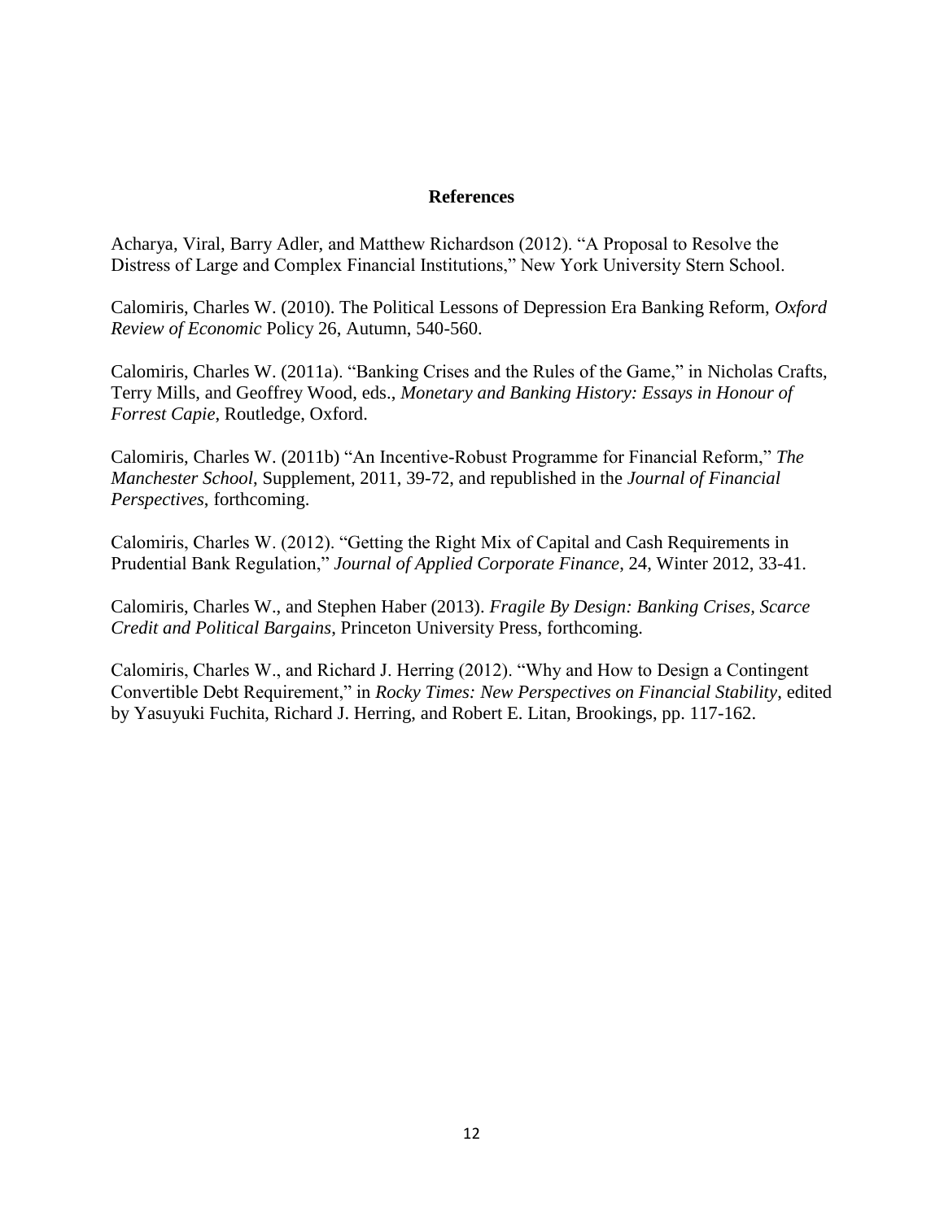## References

Acharya, Viral, Barry Adler, and Matthew Richardson (2012). "A Proposal to Resolve the Distress of Large and Complex Financial Institutions," New York University Stern School.

Calomiris, Charles W. (2010). The Political Lessons of Depression Era Banking Reform, *Oxford Review of Economic* Policy 26, Autumn, 540-560.

Calomiris, Charles W. (2011a). "Banking Crises and the Rules of the Game," in Nicholas Crafts, Terry Mills, and Geoffrey Wood, eds., *Monetary and Banking History: Essays in Honour of Forrest Capie*, Routledge, Oxford.

Calomiris, Charles W. (2011b) "An Incentive-Robust Programme for Financial Reform," *The Manchester School*, Supplement, 2011, 39-72, and republished in the *Journal of Financial Perspectives*, forthcoming.

Calomiris, Charles W. (2012). "Getting the Right Mix of Capital and Cash Requirements in Prudential Bank Regulation," *Journal of Applied Corporate Finance*, 24, Winter 2012, 33-41.

Calomiris, Charles W., and Stephen Haber (2013). *Fragile By Design: Banking Crises, Scarce Credit and Political Bargains*, Princeton University Press, forthcoming.

Calomiris, Charles W., and Richard J. Herring (2012). "Why and How to Design a Contingent Convertible Debt Requirement," in *Rocky Times: New Perspectives on Financial Stability*, edited by Yasuyuki Fuchita, Richard J. Herring, and Robert E. Litan, Brookings, pp. 117-162.